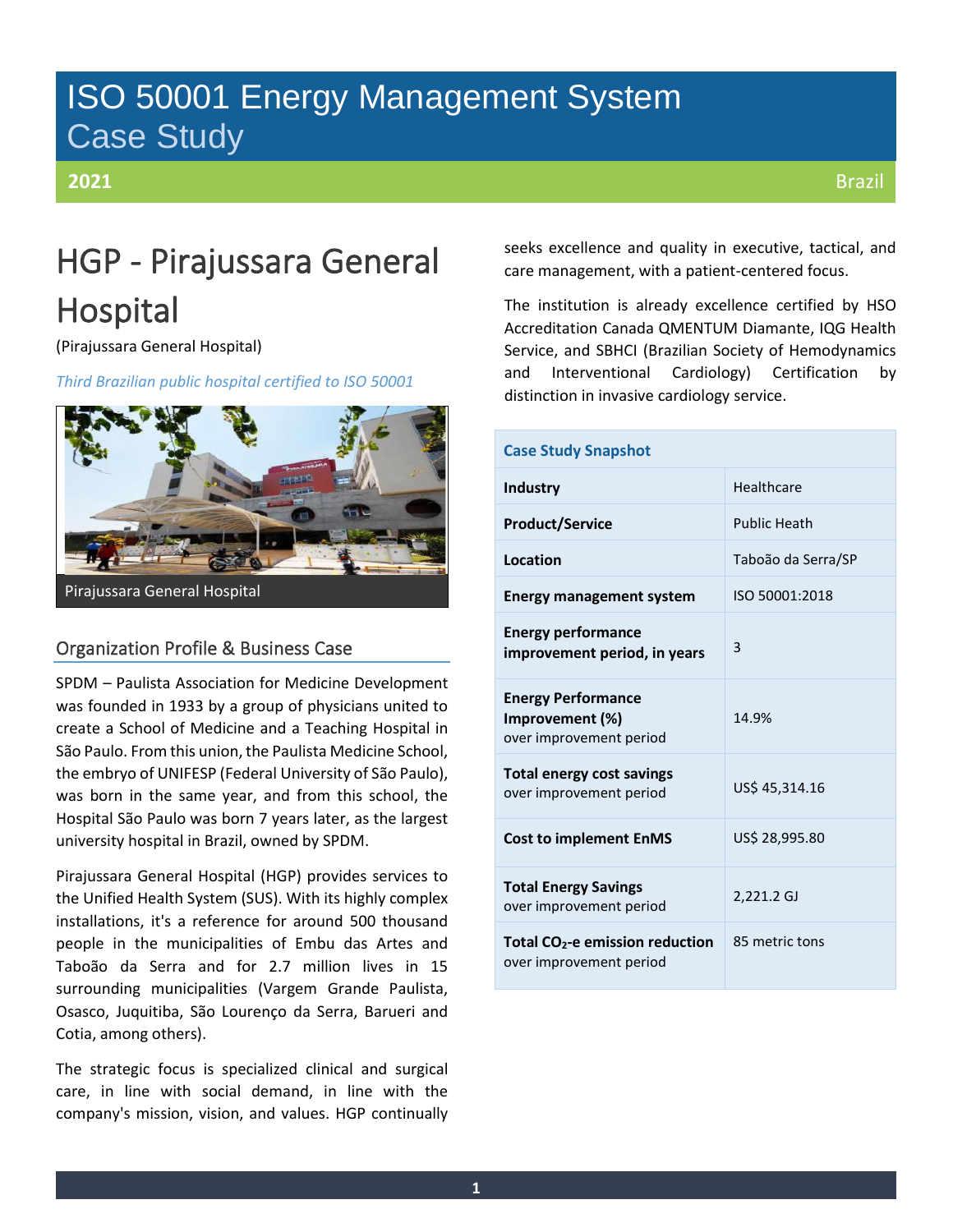# ISO 50001 Energy Management System
## Case Study

**2021** Brazil

# HGP - Pirajussara General Hospital

(Pirajussara General Hospital)

*Third Brazilian public hospital certified to ISO 50001*

Pirajussara General Hospital

## Organization Profile & Business Case

SPDM – Paulista Association for Medicine Development was founded in 1933 by a group of physicians united to create a School of Medicine and a Teaching Hospital in São Paulo. From this union, the Paulista Medicine School, the embryo of UNIFESP (Federal University of São Paulo), was born in the same year, and from this school, the Hospital São Paulo was born 7 years later, as the largest university hospital in Brazil, owned by SPDM.

Pirajussara General Hospital (HGP) provides services to the Unified Health System (SUS). With its highly complex installations, it's a reference for around 500 thousand people in the municipalities of Embu das Artes and Taboão da Serra and for 2.7 million lives in 15 surrounding municipalities (Vargem Grande Paulista, Osasco, Juquitiba, São Lourenço da Serra, Barueri and Cotia, among others).

The strategic focus is specialized clinical and surgical care, in line with social demand, in line with the company's mission, vision, and values. HGP continually seeks excellence and quality in executive, tactical, and care management, with a patient-centered focus.

The institution is already excellence certified by HSO Accreditation Canada QMENTUM Diamante, IQG Health Service, and SBHCI (Brazilian Society of Hemodynamics and Interventional Cardiology) Certification by distinction in invasive cardiology service.

| Case Study Snapshot | |
|---|---|
| **Industry** | Healthcare |
| **Product/Service** | Public Heath |
| **Location** | Taboão da Serra/SP |
| **Energy management system** | ISO 50001:2018 |
| **Energy performance improvement period, in years** | 3 |
| **Energy Performance Improvement (%)** over improvement period | 14.9% |
| **Total energy cost savings** over improvement period | US$ 45,314.16 |
| **Cost to implement EnMS** | US$ 28,995.80 |
| **Total Energy Savings** over improvement period | 2,221.2 GJ |
| **Total $CO_2$-e emission reduction** over improvement period | 85 metric tons |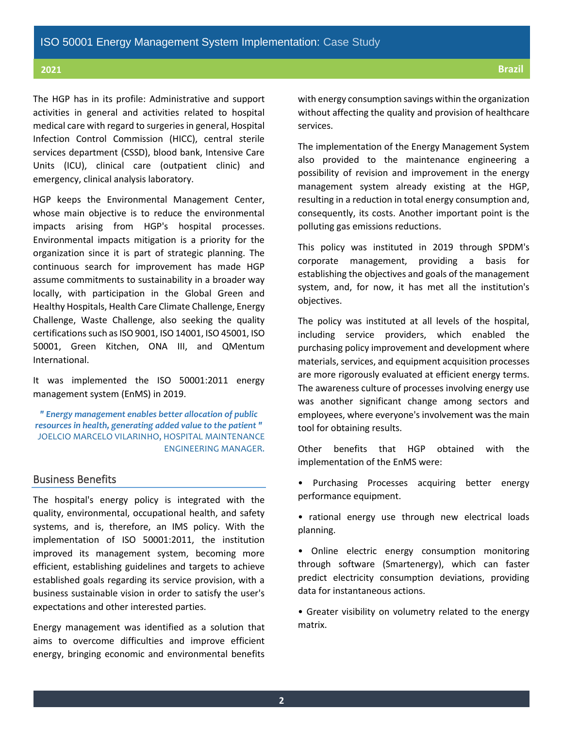The HGP has in its profile: Administrative and support activities in general and activities related to hospital medical care with regard to surgeries in general, Hospital Infection Control Commission (HICC), central sterile services department (CSSD), blood bank, Intensive Care Units (ICU), clinical care (outpatient clinic) and emergency, clinical analysis laboratory.

HGP keeps the Environmental Management Center, whose main objective is to reduce the environmental impacts arising from HGP's hospital processes. Environmental impacts mitigation is a priority for the organization since it is part of strategic planning. The continuous search for improvement has made HGP assume commitments to sustainability in a broader way locally, with participation in the Global Green and Healthy Hospitals, Health Care Climate Challenge, Energy Challenge, Waste Challenge, also seeking the quality certifications such as ISO 9001, ISO 14001, ISO 45001, ISO 50001, Green Kitchen, ONA III, and QMentum International.

It was implemented the ISO 50001:2011 energy management system (EnMS) in 2019.

> ***" Energy management enables better allocation of public resources in health, generating added value to the patient "***
> JOELCIO MARCELO VILARINHO, HOSPITAL MAINTENANCE ENGINEERING MANAGER.

## Business Benefits

The hospital's energy policy is integrated with the quality, environmental, occupational health, and safety systems, and is, therefore, an IMS policy. With the implementation of ISO 50001:2011, the institution improved its management system, becoming more efficient, establishing guidelines and targets to achieve established goals regarding its service provision, with a business sustainable vision in order to satisfy the user's expectations and other interested parties.

Energy management was identified as a solution that aims to overcome difficulties and improve efficient energy, bringing economic and environmental benefits with energy consumption savings within the organization without affecting the quality and provision of healthcare services.

The implementation of the Energy Management System also provided to the maintenance engineering a possibility of revision and improvement in the energy management system already existing at the HGP, resulting in a reduction in total energy consumption and, consequently, its costs. Another important point is the polluting gas emissions reductions.

This policy was instituted in 2019 through SPDM's corporate management, providing a basis for establishing the objectives and goals of the management system, and, for now, it has met all the institution's objectives.

The policy was instituted at all levels of the hospital, including service providers, which enabled the purchasing policy improvement and development where materials, services, and equipment acquisition processes are more rigorously evaluated at efficient energy terms. The awareness culture of processes involving energy use was another significant change among sectors and employees, where everyone's involvement was the main tool for obtaining results.

Other benefits that HGP obtained with the implementation of the EnMS were:

- Purchasing Processes acquiring better energy performance equipment.
- rational energy use through new electrical loads planning.
- Online electric energy consumption monitoring through software (Smartenergy), which can faster predict electricity consumption deviations, providing data for instantaneous actions.
- Greater visibility on volumetry related to the energy matrix.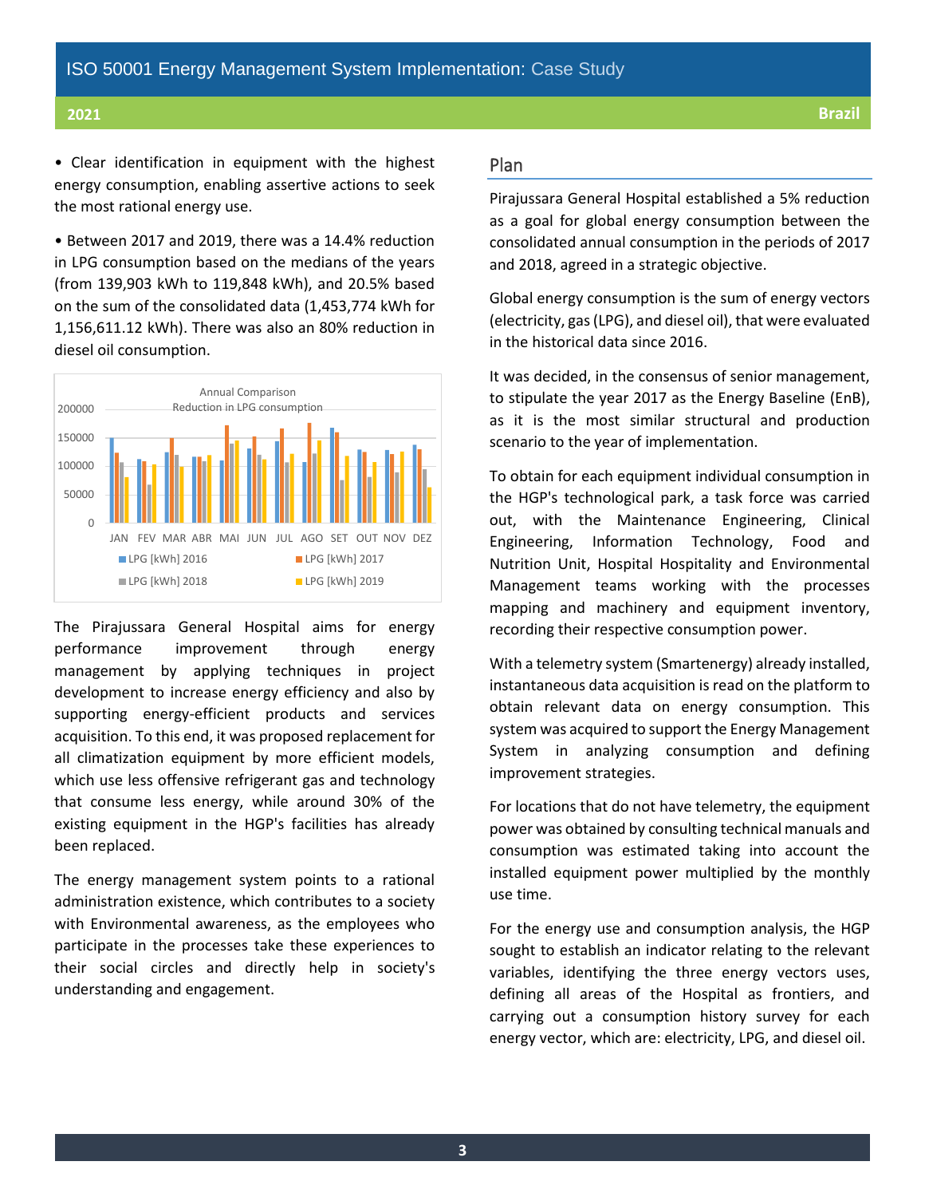• Clear identification in equipment with the highest energy consumption, enabling assertive actions to seek the most rational energy use.

• Between 2017 and 2019, there was a 14.4% reduction in LPG consumption based on the medians of the years (from 139,903 kWh to 119,848 kWh), and 20.5% based on the sum of the consolidated data (1,453,774 kWh for 1,156,611.12 kWh). There was also an 80% reduction in diesel oil consumption.

Annual Comparison
Reduction in LPG consumption

The Pirajussara General Hospital aims for energy performance improvement through energy management by applying techniques in project development to increase energy efficiency and also by supporting energy-efficient products and services acquisition. To this end, it was proposed replacement for all climatization equipment by more efficient models, which use less offensive refrigerant gas and technology that consume less energy, while around 30% of the existing equipment in the HGP's facilities has already been replaced.

The energy management system points to a rational administration existence, which contributes to a society with Environmental awareness, as the employees who participate in the processes take these experiences to their social circles and directly help in society's understanding and engagement.

## Plan

Pirajussara General Hospital established a 5% reduction as a goal for global energy consumption between the consolidated annual consumption in the periods of 2017 and 2018, agreed in a strategic objective.

Global energy consumption is the sum of energy vectors (electricity, gas (LPG), and diesel oil), that were evaluated in the historical data since 2016.

It was decided, in the consensus of senior management, to stipulate the year 2017 as the Energy Baseline (EnB), as it is the most similar structural and production scenario to the year of implementation.

To obtain for each equipment individual consumption in the HGP's technological park, a task force was carried out, with the Maintenance Engineering, Clinical Engineering, Information Technology, Food and Nutrition Unit, Hospital Hospitality and Environmental Management teams working with the processes mapping and machinery and equipment inventory, recording their respective consumption power.

With a telemetry system (Smartenergy) already installed, instantaneous data acquisition is read on the platform to obtain relevant data on energy consumption. This system was acquired to support the Energy Management System in analyzing consumption and defining improvement strategies.

For locations that do not have telemetry, the equipment power was obtained by consulting technical manuals and consumption was estimated taking into account the installed equipment power multiplied by the monthly use time.

For the energy use and consumption analysis, the HGP sought to establish an indicator relating to the relevant variables, identifying the three energy vectors uses, defining all areas of the Hospital as frontiers, and carrying out a consumption history survey for each energy vector, which are: electricity, LPG, and diesel oil.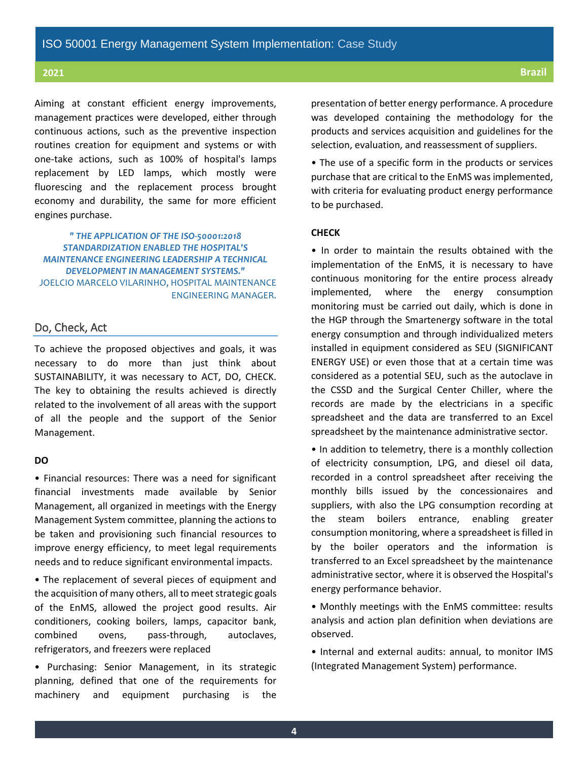Aiming at constant efficient energy improvements, management practices were developed, either through continuous actions, such as the preventive inspection routines creation for equipment and systems or with one-take actions, such as 100% of hospital's lamps replacement by LED lamps, which mostly were fluorescing and the replacement process brought economy and durability, the same for more efficient engines purchase.

> ***" THE APPLICATION OF THE ISO-50001:2018 STANDARDIZATION ENABLED THE HOSPITAL'S MAINTENANCE ENGINEERING LEADERSHIP A TECHNICAL DEVELOPMENT IN MANAGEMENT SYSTEMS."***
> JOELCIO MARCELO VILARINHO, HOSPITAL MAINTENANCE ENGINEERING MANAGER.

## Do, Check, Act

To achieve the proposed objectives and goals, it was necessary to do more than just think about SUSTAINABILITY, it was necessary to ACT, DO, CHECK. The key to obtaining the results achieved is directly related to the involvement of all areas with the support of all the people and the support of the Senior Management.

**DO**

- Financial resources: There was a need for significant financial investments made available by Senior Management, all organized in meetings with the Energy Management System committee, planning the actions to be taken and provisioning such financial resources to improve energy efficiency, to meet legal requirements needs and to reduce significant environmental impacts.
- The replacement of several pieces of equipment and the acquisition of many others, all to meet strategic goals of the EnMS, allowed the project good results. Air conditioners, cooking boilers, lamps, capacitor bank, combined ovens, pass-through, autoclaves, refrigerators, and freezers were replaced
- Purchasing: Senior Management, in its strategic planning, defined that one of the requirements for machinery and equipment purchasing is the presentation of better energy performance. A procedure was developed containing the methodology for the products and services acquisition and guidelines for the selection, evaluation, and reassessment of suppliers.
- The use of a specific form in the products or services purchase that are critical to the EnMS was implemented, with criteria for evaluating product energy performance to be purchased.

**CHECK**

- In order to maintain the results obtained with the implementation of the EnMS, it is necessary to have continuous monitoring for the entire process already implemented, where the energy consumption monitoring must be carried out daily, which is done in the HGP through the Smartenergy software in the total energy consumption and through individualized meters installed in equipment considered as SEU (SIGNIFICANT ENERGY USE) or even those that at a certain time was considered as a potential SEU, such as the autoclave in the CSSD and the Surgical Center Chiller, where the records are made by the electricians in a specific spreadsheet and the data are transferred to an Excel spreadsheet by the maintenance administrative sector.
- In addition to telemetry, there is a monthly collection of electricity consumption, LPG, and diesel oil data, recorded in a control spreadsheet after receiving the monthly bills issued by the concessionaires and suppliers, with also the LPG consumption recording at the steam boilers entrance, enabling greater consumption monitoring, where a spreadsheet is filled in by the boiler operators and the information is transferred to an Excel spreadsheet by the maintenance administrative sector, where it is observed the Hospital's energy performance behavior.
- Monthly meetings with the EnMS committee: results analysis and action plan definition when deviations are observed.
- Internal and external audits: annual, to monitor IMS (Integrated Management System) performance.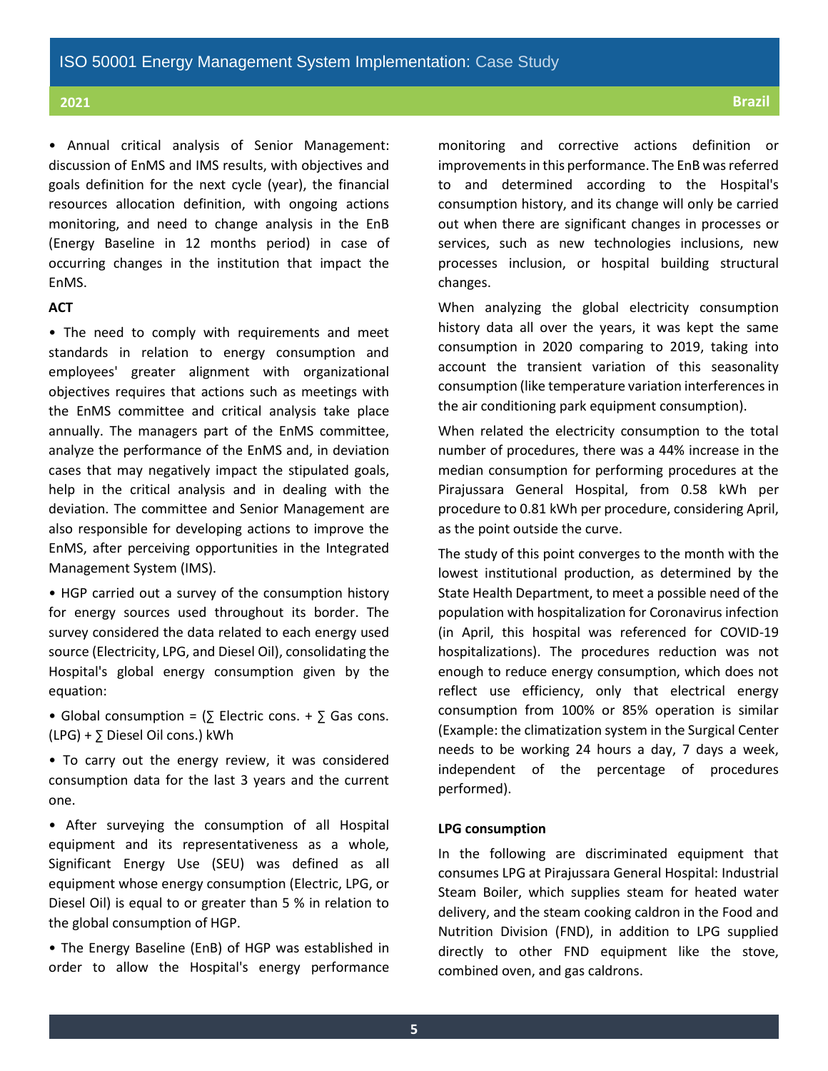• Annual critical analysis of Senior Management: discussion of EnMS and IMS results, with objectives and goals definition for the next cycle (year), the financial resources allocation definition, with ongoing actions monitoring, and need to change analysis in the EnB (Energy Baseline in 12 months period) in case of occurring changes in the institution that impact the EnMS.

**ACT**

• The need to comply with requirements and meet standards in relation to energy consumption and employees' greater alignment with organizational objectives requires that actions such as meetings with the EnMS committee and critical analysis take place annually. The managers part of the EnMS committee, analyze the performance of the EnMS and, in deviation cases that may negatively impact the stipulated goals, help in the critical analysis and in dealing with the deviation. The committee and Senior Management are also responsible for developing actions to improve the EnMS, after perceiving opportunities in the Integrated Management System (IMS).

• HGP carried out a survey of the consumption history for energy sources used throughout its border. The survey considered the data related to each energy used source (Electricity, LPG, and Diesel Oil), consolidating the Hospital's global energy consumption given by the equation:

• Global consumption = (∑ Electric cons. + ∑ Gas cons. (LPG) + ∑ Diesel Oil cons.) kWh

• To carry out the energy review, it was considered consumption data for the last 3 years and the current one.

• After surveying the consumption of all Hospital equipment and its representativeness as a whole, Significant Energy Use (SEU) was defined as all equipment whose energy consumption (Electric, LPG, or Diesel Oil) is equal to or greater than 5 % in relation to the global consumption of HGP.

• The Energy Baseline (EnB) of HGP was established in order to allow the Hospital's energy performance monitoring and corrective actions definition or improvements in this performance. The EnB was referred to and determined according to the Hospital's consumption history, and its change will only be carried out when there are significant changes in processes or services, such as new technologies inclusions, new processes inclusion, or hospital building structural changes.

When analyzing the global electricity consumption history data all over the years, it was kept the same consumption in 2020 comparing to 2019, taking into account the transient variation of this seasonality consumption (like temperature variation interferences in the air conditioning park equipment consumption).

When related the electricity consumption to the total number of procedures, there was a 44% increase in the median consumption for performing procedures at the Pirajussara General Hospital, from 0.58 kWh per procedure to 0.81 kWh per procedure, considering April, as the point outside the curve.

The study of this point converges to the month with the lowest institutional production, as determined by the State Health Department, to meet a possible need of the population with hospitalization for Coronavirus infection (in April, this hospital was referenced for COVID-19 hospitalizations). The procedures reduction was not enough to reduce energy consumption, which does not reflect use efficiency, only that electrical energy consumption from 100% or 85% operation is similar (Example: the climatization system in the Surgical Center needs to be working 24 hours a day, 7 days a week, independent of the percentage of procedures performed).

**LPG consumption**

In the following are discriminated equipment that consumes LPG at Pirajussara General Hospital: Industrial Steam Boiler, which supplies steam for heated water delivery, and the steam cooking caldron in the Food and Nutrition Division (FND), in addition to LPG supplied directly to other FND equipment like the stove, combined oven, and gas caldrons.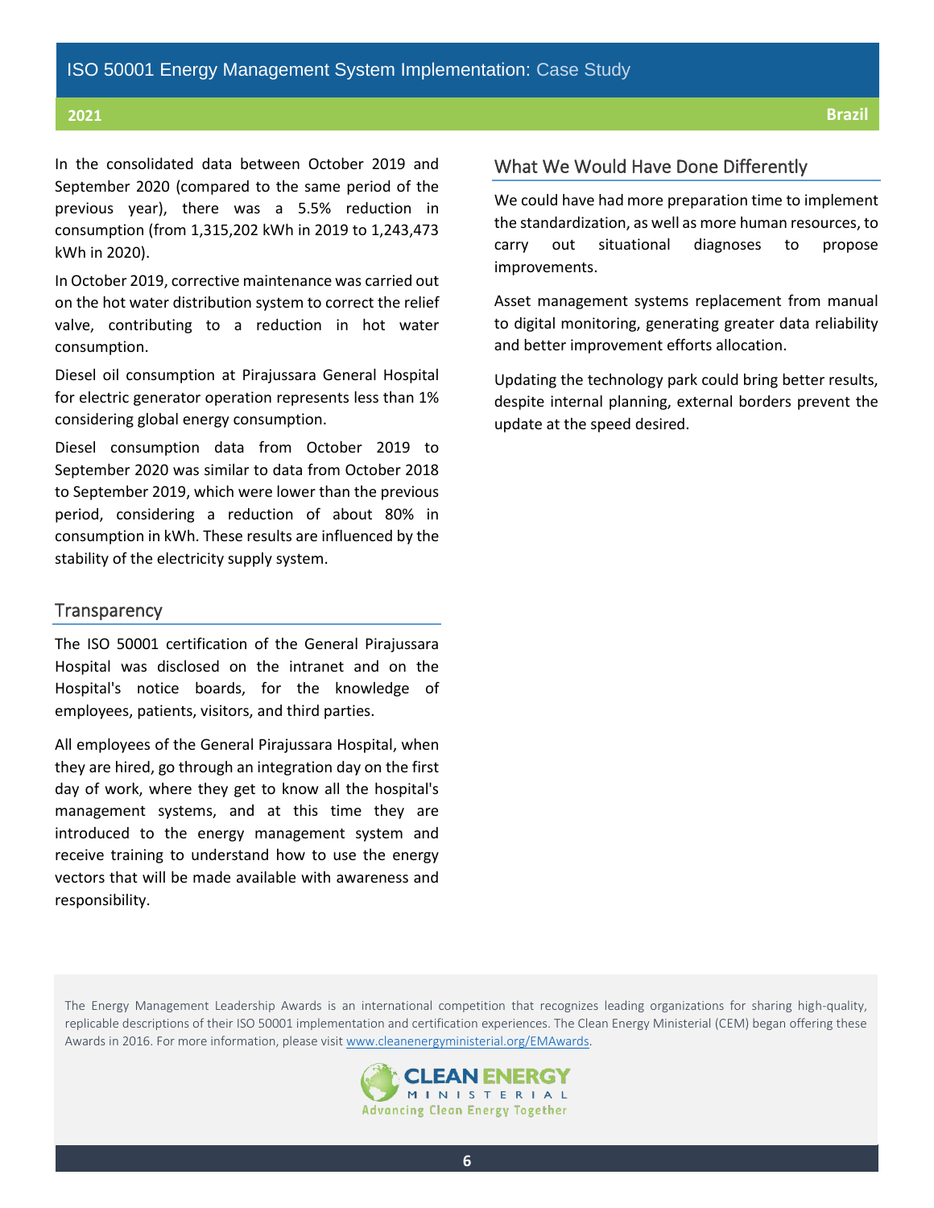In the consolidated data between October 2019 and September 2020 (compared to the same period of the previous year), there was a 5.5% reduction in consumption (from 1,315,202 kWh in 2019 to 1,243,473 kWh in 2020).

In October 2019, corrective maintenance was carried out on the hot water distribution system to correct the relief valve, contributing to a reduction in hot water consumption.

Diesel oil consumption at Pirajussara General Hospital for electric generator operation represents less than 1% considering global energy consumption.

Diesel consumption data from October 2019 to September 2020 was similar to data from October 2018 to September 2019, which were lower than the previous period, considering a reduction of about 80% in consumption in kWh. These results are influenced by the stability of the electricity supply system.

## Transparency

The ISO 50001 certification of the General Pirajussara Hospital was disclosed on the intranet and on the Hospital's notice boards, for the knowledge of employees, patients, visitors, and third parties.

All employees of the General Pirajussara Hospital, when they are hired, go through an integration day on the first day of work, where they get to know all the hospital's management systems, and at this time they are introduced to the energy management system and receive training to understand how to use the energy vectors that will be made available with awareness and responsibility.

## What We Would Have Done Differently

We could have had more preparation time to implement the standardization, as well as more human resources, to carry out situational diagnoses to propose improvements.

Asset management systems replacement from manual to digital monitoring, generating greater data reliability and better improvement efforts allocation.

Updating the technology park could bring better results, despite internal planning, external borders prevent the update at the speed desired.

The Energy Management Leadership Awards is an international competition that recognizes leading organizations for sharing high-quality, replicable descriptions of their ISO 50001 implementation and certification experiences. The Clean Energy Ministerial (CEM) began offering these Awards in 2016. For more information, please visit www.cleanenergyministerial.org/EMAwards.

CLEAN ENERGY MINISTERIAL
Advancing Clean Energy Together